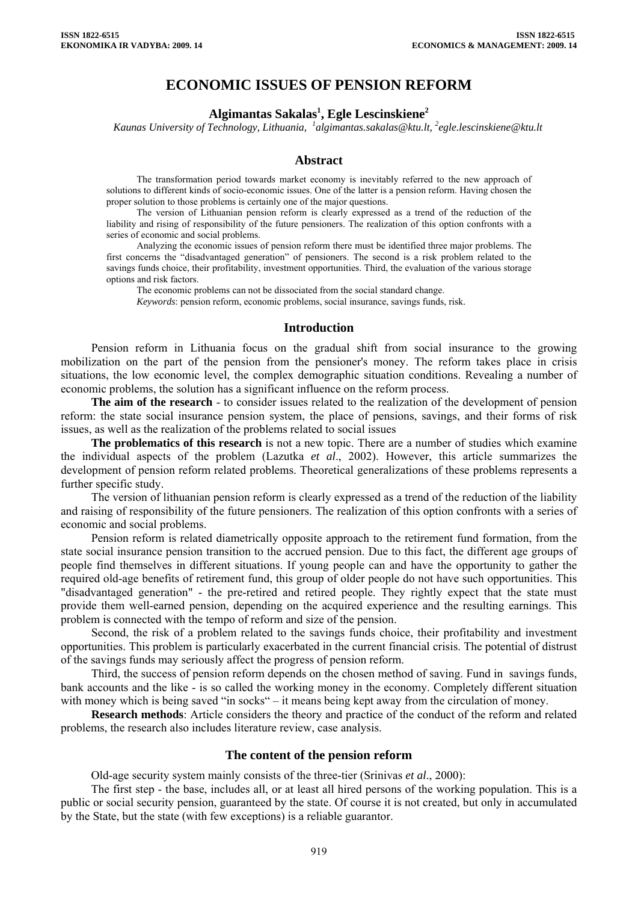# ECONOMIC ISSUES OF PENSION REFORM

**Algimantas Sakalas[1], Egle Lescinskiene[2]**

*Kaunas University of Technology, Lithuania, [1]algimantas.sakalas@ktu.lt, [2]egle.lescinskiene@ktu.lt*

## Abstract

The transformation period towards market economy is inevitably referred to the new approach of solutions to different kinds of socio-economic issues. One of the latter is a pension reform. Having chosen the proper solution to those problems is certainly one of the major questions.

The version of Lithuanian pension reform is clearly expressed as a trend of the reduction of the liability and rising of responsibility of the future pensioners. The realization of this option confronts with a series of economic and social problems.

Analyzing the economic issues of pension reform there must be identified three major problems. The first concerns the "disadvantaged generation" of pensioners. The second is a risk problem related to the savings funds choice, their profitability, investment opportunities. Third, the evaluation of the various storage options and risk factors.

The economic problems can not be dissociated from the social standard change.

*Keywords*: pension reform, economic problems, social insurance, savings funds, risk.

## Introduction

Pension reform in Lithuania focus on the gradual shift from social insurance to the growing mobilization on the part of the pension from the pensioner's money. The reform takes place in crisis situations, the low economic level, the complex demographic situation conditions. Revealing a number of economic problems, the solution has a significant influence on the reform process.

**The aim of the research** - to consider issues related to the realization of the development of pension reform: the state social insurance pension system, the place of pensions, savings, and their forms of risk issues, as well as the realization of the problems related to social issues

**The problematics of this research** is not a new topic. There are a number of studies which examine the individual aspects of the problem (Lazutka *et al*., 2002). However, this article summarizes the development of pension reform related problems. Theoretical generalizations of these problems represents a further specific study.

The version of lithuanian pension reform is clearly expressed as a trend of the reduction of the liability and raising of responsibility of the future pensioners. The realization of this option confronts with a series of economic and social problems.

Pension reform is related diametrically opposite approach to the retirement fund formation, from the state social insurance pension transition to the accrued pension. Due to this fact, the different age groups of people find themselves in different situations. If young people can and have the opportunity to gather the required old-age benefits of retirement fund, this group of older people do not have such opportunities. This "disadvantaged generation" - the pre-retired and retired people. They rightly expect that the state must provide them well-earned pension, depending on the acquired experience and the resulting earnings. This problem is connected with the tempo of reform and size of the pension.

Second, the risk of a problem related to the savings funds choice, their profitability and investment opportunities. This problem is particularly exacerbated in the current financial crisis. The potential of distrust of the savings funds may seriously affect the progress of pension reform.

Third, the success of pension reform depends on the chosen method of saving. Fund in savings funds, bank accounts and the like - is so called the working money in the economy. Completely different situation with money which is being saved "in socks" – it means being kept away from the circulation of money.

**Research methods**: Article considers the theory and practice of the conduct of the reform and related problems, the research also includes literature review, case analysis.

## The content of the pension reform

Old-age security system mainly consists of the three-tier (Srinivas *et al*., 2000):

The first step - the base, includes all, or at least all hired persons of the working population. This is a public or social security pension, guaranteed by the state. Of course it is not created, but only in accumulated by the State, but the state (with few exceptions) is a reliable guarantor.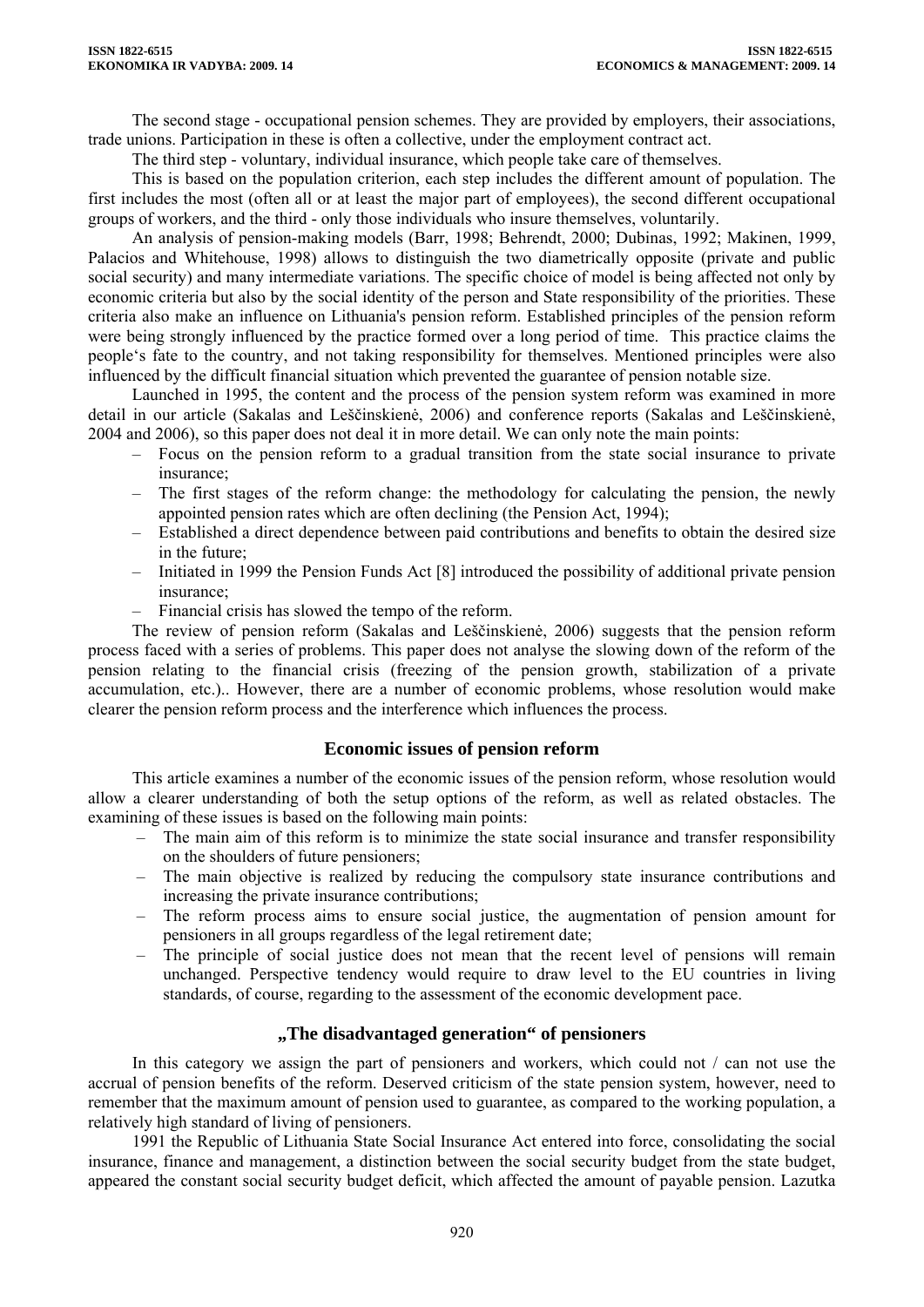The second stage - occupational pension schemes. They are provided by employers, their associations, trade unions. Participation in these is often a collective, under the employment contract act.

The third step - voluntary, individual insurance, which people take care of themselves.

This is based on the population criterion, each step includes the different amount of population. The first includes the most (often all or at least the major part of employees), the second different occupational groups of workers, and the third - only those individuals who insure themselves, voluntarily.

An analysis of pension-making models (Barr, 1998; Behrendt, 2000; Dubinas, 1992; Makinen, 1999, Palacios and Whitehouse, 1998) allows to distinguish the two diametrically opposite (private and public social security) and many intermediate variations. The specific choice of model is being affected not only by economic criteria but also by the social identity of the person and State responsibility of the priorities. These criteria also make an influence on Lithuania's pension reform. Established principles of the pension reform were being strongly influenced by the practice formed over a long period of time. This practice claims the people's fate to the country, and not taking responsibility for themselves. Mentioned principles were also influenced by the difficult financial situation which prevented the guarantee of pension notable size.

Launched in 1995, the content and the process of the pension system reform was examined in more detail in our article (Sakalas and Leščinskienė, 2006) and conference reports (Sakalas and Leščinskienė, 2004 and 2006), so this paper does not deal it in more detail. We can only note the main points:

- Focus on the pension reform to a gradual transition from the state social insurance to private insurance;
- The first stages of the reform change: the methodology for calculating the pension, the newly appointed pension rates which are often declining (the Pension Act, 1994);
- Established a direct dependence between paid contributions and benefits to obtain the desired size in the future;
- Initiated in 1999 the Pension Funds Act [8] introduced the possibility of additional private pension insurance;
- Financial crisis has slowed the tempo of the reform.

The review of pension reform (Sakalas and Leščinskienė, 2006) suggests that the pension reform process faced with a series of problems. This paper does not analyse the slowing down of the reform of the pension relating to the financial crisis (freezing of the pension growth, stabilization of a private accumulation, etc.).. However, there are a number of economic problems, whose resolution would make clearer the pension reform process and the interference which influences the process.

## Economic issues of pension reform

This article examines a number of the economic issues of the pension reform, whose resolution would allow a clearer understanding of both the setup options of the reform, as well as related obstacles. The examining of these issues is based on the following main points:

- The main aim of this reform is to minimize the state social insurance and transfer responsibility on the shoulders of future pensioners;
- The main objective is realized by reducing the compulsory state insurance contributions and increasing the private insurance contributions;
- The reform process aims to ensure social justice, the augmentation of pension amount for pensioners in all groups regardless of the legal retirement date;
- The principle of social justice does not mean that the recent level of pensions will remain unchanged. Perspective tendency would require to draw level to the EU countries in living standards, of course, regarding to the assessment of the economic development pace.

## „The disadvantaged generation" of pensioners

In this category we assign the part of pensioners and workers, which could not / can not use the accrual of pension benefits of the reform. Deserved criticism of the state pension system, however, need to remember that the maximum amount of pension used to guarantee, as compared to the working population, a relatively high standard of living of pensioners.

1991 the Republic of Lithuania State Social Insurance Act entered into force, consolidating the social insurance, finance and management, a distinction between the social security budget from the state budget, appeared the constant social security budget deficit, which affected the amount of payable pension. Lazutka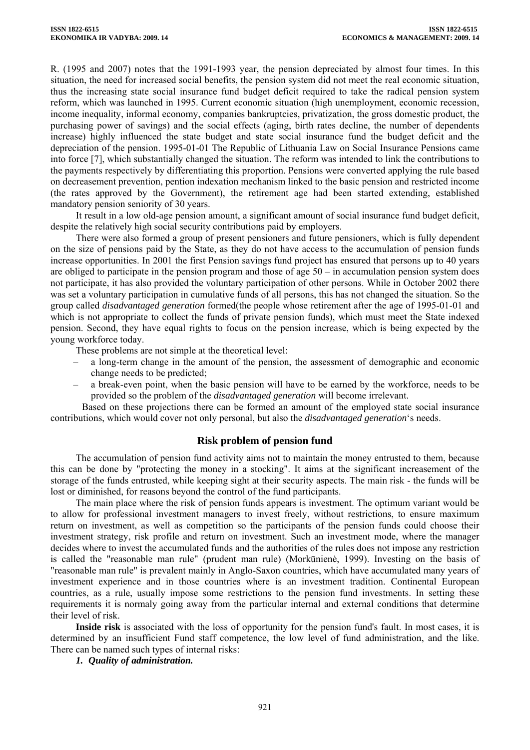R. (1995 and 2007) notes that the 1991-1993 year, the pension depreciated by almost four times. In this situation, the need for increased social benefits, the pension system did not meet the real economic situation, thus the increasing state social insurance fund budget deficit required to take the radical pension system reform, which was launched in 1995. Current economic situation (high unemployment, economic recession, income inequality, informal economy, companies bankruptcies, privatization, the gross domestic product, the purchasing power of savings) and the social effects (aging, birth rates decline, the number of dependents increase) highly influenced the state budget and state social insurance fund the budget deficit and the depreciation of the pension. 1995-01-01 The Republic of Lithuania Law on Social Insurance Pensions came into force [7], which substantially changed the situation. The reform was intended to link the contributions to the payments respectively by differentiating this proportion. Pensions were converted applying the rule based on decreasement prevention, pention indexation mechanism linked to the basic pension and restricted income (the rates approved by the Government), the retirement age had been started extending, established mandatory pension seniority of 30 years.

It result in a low old-age pension amount, a significant amount of social insurance fund budget deficit, despite the relatively high social security contributions paid by employers.

There were also formed a group of present pensioners and future pensioners, which is fully dependent on the size of pensions paid by the State, as they do not have access to the accumulation of pension funds increase opportunities. In 2001 the first Pension savings fund project has ensured that persons up to 40 years are obliged to participate in the pension program and those of age 50 – in accumulation pension system does not participate, it has also provided the voluntary participation of other persons. While in October 2002 there was set a voluntary participation in cumulative funds of all persons, this has not changed the situation. So the group called *disadvantaged generation* formed(the people whose retirement after the age of 1995-01-01 and which is not appropriate to collect the funds of private pension funds), which must meet the State indexed pension. Second, they have equal rights to focus on the pension increase, which is being expected by the young workforce today.

These problems are not simple at the theoretical level:

- a long-term change in the amount of the pension, the assessment of demographic and economic change needs to be predicted;
- a break-even point, when the basic pension will have to be earned by the workforce, needs to be provided so the problem of the *disadvantaged generation* will become irrelevant.

Based on these projections there can be formed an amount of the employed state social insurance contributions, which would cover not only personal, but also the *disadvantaged generation*'s needs.

## Risk problem of pension fund

The accumulation of pension fund activity aims not to maintain the money entrusted to them, because this can be done by "protecting the money in a stocking". It aims at the significant increasement of the storage of the funds entrusted, while keeping sight at their security aspects. The main risk - the funds will be lost or diminished, for reasons beyond the control of the fund participants.

The main place where the risk of pension funds appears is investment. The optimum variant would be to allow for professional investment managers to invest freely, without restrictions, to ensure maximum return on investment, as well as competition so the participants of the pension funds could choose their investment strategy, risk profile and return on investment. Such an investment mode, where the manager decides where to invest the accumulated funds and the authorities of the rules does not impose any restriction is called the "reasonable man rule" (prudent man rule) (Morkūnienė, 1999). Investing on the basis of "reasonable man rule" is prevalent mainly in Anglo-Saxon countries, which have accumulated many years of investment experience and in those countries where is an investment tradition. Continental European countries, as a rule, usually impose some restrictions to the pension fund investments. In setting these requirements it is normaly going away from the particular internal and external conditions that determine their level of risk.

**Inside risk** is associated with the loss of opportunity for the pension fund's fault. In most cases, it is determined by an insufficient Fund staff competence, the low level of fund administration, and the like. There can be named such types of internal risks:

***1. Quality of administration.***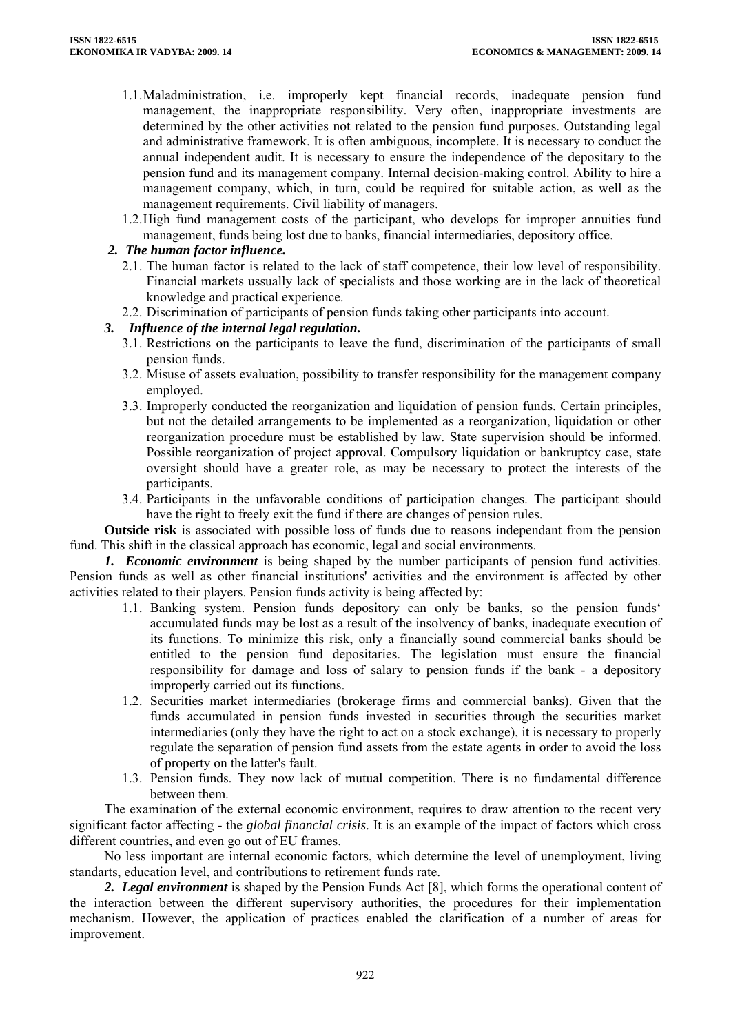1.1. Maladministration, i.e. improperly kept financial records, inadequate pension fund management, the inappropriate responsibility. Very often, inappropriate investments are determined by the other activities not related to the pension fund purposes. Outstanding legal and administrative framework. It is often ambiguous, incomplete. It is necessary to conduct the annual independent audit. It is necessary to ensure the independence of the depositary to the pension fund and its management company. Internal decision-making control. Ability to hire a management company, which, in turn, could be required for suitable action, as well as the management requirements. Civil liability of managers.

1.2. High fund management costs of the participant, who develops for improper annuities fund management, funds being lost due to banks, financial intermediaries, depository office.

***2. The human factor influence.***

2.1. The human factor is related to the lack of staff competence, their low level of responsibility. Financial markets ussually lack of specialists and those working are in the lack of theoretical knowledge and practical experience.

2.2. Discrimination of participants of pension funds taking other participants into account.

***3. Influence of the internal legal regulation.***

3.1. Restrictions on the participants to leave the fund, discrimination of the participants of small pension funds.

3.2. Misuse of assets evaluation, possibility to transfer responsibility for the management company employed.

3.3. Improperly conducted the reorganization and liquidation of pension funds. Certain principles, but not the detailed arrangements to be implemented as a reorganization, liquidation or other reorganization procedure must be established by law. State supervision should be informed. Possible reorganization of project approval. Compulsory liquidation or bankruptcy case, state oversight should have a greater role, as may be necessary to protect the interests of the participants.

3.4. Participants in the unfavorable conditions of participation changes. The participant should have the right to freely exit the fund if there are changes of pension rules.

**Outside risk** is associated with possible loss of funds due to reasons independant from the pension fund. This shift in the classical approach has economic, legal and social environments.

***1. Economic environment*** is being shaped by the number participants of pension fund activities. Pension funds as well as other financial institutions' activities and the environment is affected by other activities related to their players. Pension funds activity is being affected by:

1.1. Banking system. Pension funds depository can only be banks, so the pension funds' accumulated funds may be lost as a result of the insolvency of banks, inadequate execution of its functions. To minimize this risk, only a financially sound commercial banks should be entitled to the pension fund depositaries. The legislation must ensure the financial responsibility for damage and loss of salary to pension funds if the bank - a depository improperly carried out its functions.

1.2. Securities market intermediaries (brokerage firms and commercial banks). Given that the funds accumulated in pension funds invested in securities through the securities market intermediaries (only they have the right to act on a stock exchange), it is necessary to properly regulate the separation of pension fund assets from the estate agents in order to avoid the loss of property on the latter's fault.

1.3. Pension funds. They now lack of mutual competition. There is no fundamental difference between them.

The examination of the external economic environment, requires to draw attention to the recent very significant factor affecting - the *global financial crisis*. It is an example of the impact of factors which cross different countries, and even go out of EU frames.

No less important are internal economic factors, which determine the level of unemployment, living standarts, education level, and contributions to retirement funds rate.

***2. Legal environment*** is shaped by the Pension Funds Act [8], which forms the operational content of the interaction between the different supervisory authorities, the procedures for their implementation mechanism. However, the application of practices enabled the clarification of a number of areas for improvement.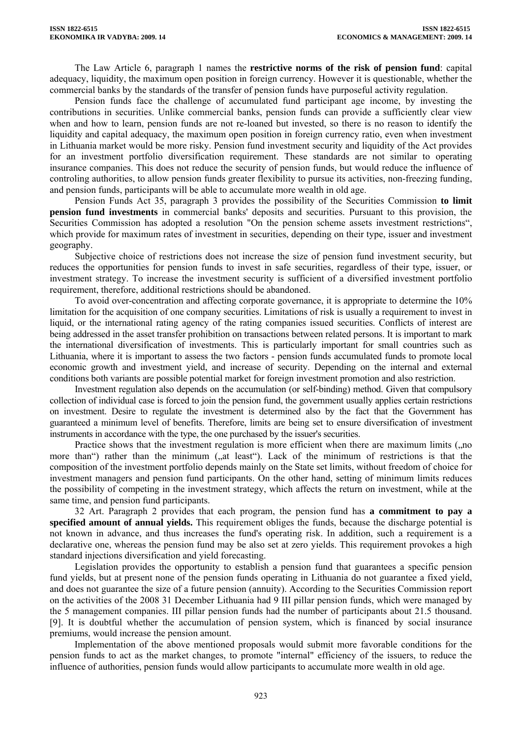The Law Article 6, paragraph 1 names the **restrictive norms of the risk of pension fund**: capital adequacy, liquidity, the maximum open position in foreign currency. However it is questionable, whether the commercial banks by the standards of the transfer of pension funds have purposeful activity regulation.

Pension funds face the challenge of accumulated fund participant age income, by investing the contributions in securities. Unlike commercial banks, pension funds can provide a sufficiently clear view when and how to learn, pension funds are not re-loaned but invested, so there is no reason to identify the liquidity and capital adequacy, the maximum open position in foreign currency ratio, even when investment in Lithuania market would be more risky. Pension fund investment security and liquidity of the Act provides for an investment portfolio diversification requirement. These standards are not similar to operating insurance companies. This does not reduce the security of pension funds, but would reduce the influence of controling authorities, to allow pension funds greater flexibility to pursue its activities, non-freezing funding, and pension funds, participants will be able to accumulate more wealth in old age.

Pension Funds Act 35, paragraph 3 provides the possibility of the Securities Commission **to limit pension fund investments** in commercial banks' deposits and securities. Pursuant to this provision, the Securities Commission has adopted a resolution "On the pension scheme assets investment restrictions", which provide for maximum rates of investment in securities, depending on their type, issuer and investment geography.

Subjective choice of restrictions does not increase the size of pension fund investment security, but reduces the opportunities for pension funds to invest in safe securities, regardless of their type, issuer, or investment strategy. To increase the investment security is sufficient of a diversified investment portfolio requirement, therefore, additional restrictions should be abandoned.

To avoid over-concentration and affecting corporate governance, it is appropriate to determine the 10% limitation for the acquisition of one company securities. Limitations of risk is usually a requirement to invest in liquid, or the international rating agency of the rating companies issued securities. Conflicts of interest are being addressed in the asset transfer prohibition on transactions between related persons. It is important to mark the international diversification of investments. This is particularly important for small countries such as Lithuania, where it is important to assess the two factors - pension funds accumulated funds to promote local economic growth and investment yield, and increase of security. Depending on the internal and external conditions both variants are possible potential market for foreign investment promotion and also restriction.

Investment regulation also depends on the accumulation (or self-binding) method. Given that compulsory collection of individual case is forced to join the pension fund, the government usually applies certain restrictions on investment. Desire to regulate the investment is determined also by the fact that the Government has guaranteed a minimum level of benefits. Therefore, limits are being set to ensure diversification of investment instruments in accordance with the type, the one purchased by the issuer's securities.

Practice shows that the investment regulation is more efficient when there are maximum limits („no more than") rather than the minimum („at least"). Lack of the minimum of restrictions is that the composition of the investment portfolio depends mainly on the State set limits, without freedom of choice for investment managers and pension fund participants. On the other hand, setting of minimum limits reduces the possibility of competing in the investment strategy, which affects the return on investment, while at the same time, and pension fund participants.

32 Art. Paragraph 2 provides that each program, the pension fund has **a commitment to pay a specified amount of annual yields.** This requirement obliges the funds, because the discharge potential is not known in advance, and thus increases the fund's operating risk. In addition, such a requirement is a declarative one, whereas the pension fund may be also set at zero yields. This requirement provokes a high standard injections diversification and yield forecasting.

Legislation provides the opportunity to establish a pension fund that guarantees a specific pension fund yields, but at present none of the pension funds operating in Lithuania do not guarantee a fixed yield, and does not guarantee the size of a future pension (annuity). According to the Securities Commission report on the activities of the 2008 31 December Lithuania had 9 III pillar pension funds, which were managed by the 5 management companies. III pillar pension funds had the number of participants about 21.5 thousand. [9]. It is doubtful whether the accumulation of pension system, which is financed by social insurance premiums, would increase the pension amount.

Implementation of the above mentioned proposals would submit more favorable conditions for the pension funds to act as the market changes, to promote "internal" efficiency of the issuers, to reduce the influence of authorities, pension funds would allow participants to accumulate more wealth in old age.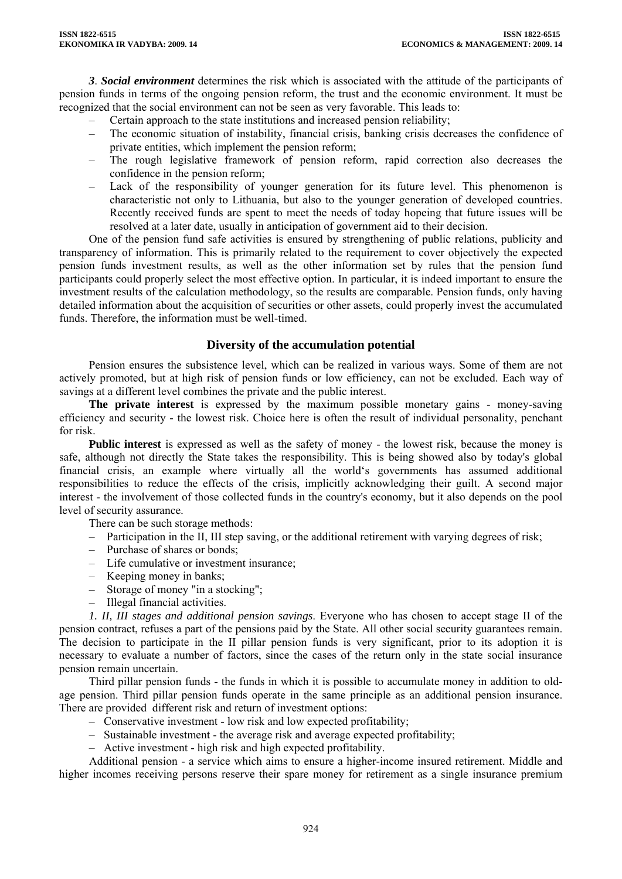*3*. ***Social environment*** determines the risk which is associated with the attitude of the participants of pension funds in terms of the ongoing pension reform, the trust and the economic environment. It must be recognized that the social environment can not be seen as very favorable. This leads to:

- Certain approach to the state institutions and increased pension reliability;
- The economic situation of instability, financial crisis, banking crisis decreases the confidence of private entities, which implement the pension reform;
- The rough legislative framework of pension reform, rapid correction also decreases the confidence in the pension reform;
- Lack of the responsibility of younger generation for its future level. This phenomenon is characteristic not only to Lithuania, but also to the younger generation of developed countries. Recently received funds are spent to meet the needs of today hopeing that future issues will be resolved at a later date, usually in anticipation of government aid to their decision.

One of the pension fund safe activities is ensured by strengthening of public relations, publicity and transparency of information. This is primarily related to the requirement to cover objectively the expected pension funds investment results, as well as the other information set by rules that the pension fund participants could properly select the most effective option. In particular, it is indeed important to ensure the investment results of the calculation methodology, so the results are comparable. Pension funds, only having detailed information about the acquisition of securities or other assets, could properly invest the accumulated funds. Therefore, the information must be well-timed.

## Diversity of the accumulation potential

Pension ensures the subsistence level, which can be realized in various ways. Some of them are not actively promoted, but at high risk of pension funds or low efficiency, can not be excluded. Each way of savings at a different level combines the private and the public interest.

**The private interest** is expressed by the maximum possible monetary gains - money-saving efficiency and security - the lowest risk. Choice here is often the result of individual personality, penchant for risk.

**Public interest** is expressed as well as the safety of money - the lowest risk, because the money is safe, although not directly the State takes the responsibility. This is being showed also by today's global financial crisis, an example where virtually all the world's governments has assumed additional responsibilities to reduce the effects of the crisis, implicitly acknowledging their guilt. A second major interest - the involvement of those collected funds in the country's economy, but it also depends on the pool level of security assurance.

There can be such storage methods:

- Participation in the II, III step saving, or the additional retirement with varying degrees of risk;
- Purchase of shares or bonds;
- Life cumulative or investment insurance;
- Keeping money in banks;
- Storage of money "in a stocking";
- Illegal financial activities.

*1. II, III stages and additional pension savings*. Everyone who has chosen to accept stage II of the pension contract, refuses a part of the pensions paid by the State. All other social security guarantees remain. The decision to participate in the II pillar pension funds is very significant, prior to its adoption it is necessary to evaluate a number of factors, since the cases of the return only in the state social insurance pension remain uncertain.

Third pillar pension funds - the funds in which it is possible to accumulate money in addition to old-age pension. Third pillar pension funds operate in the same principle as an additional pension insurance. There are provided different risk and return of investment options:

- Conservative investment - low risk and low expected profitability;
- Sustainable investment - the average risk and average expected profitability;
- Active investment - high risk and high expected profitability.

Additional pension - a service which aims to ensure a higher-income insured retirement. Middle and higher incomes receiving persons reserve their spare money for retirement as a single insurance premium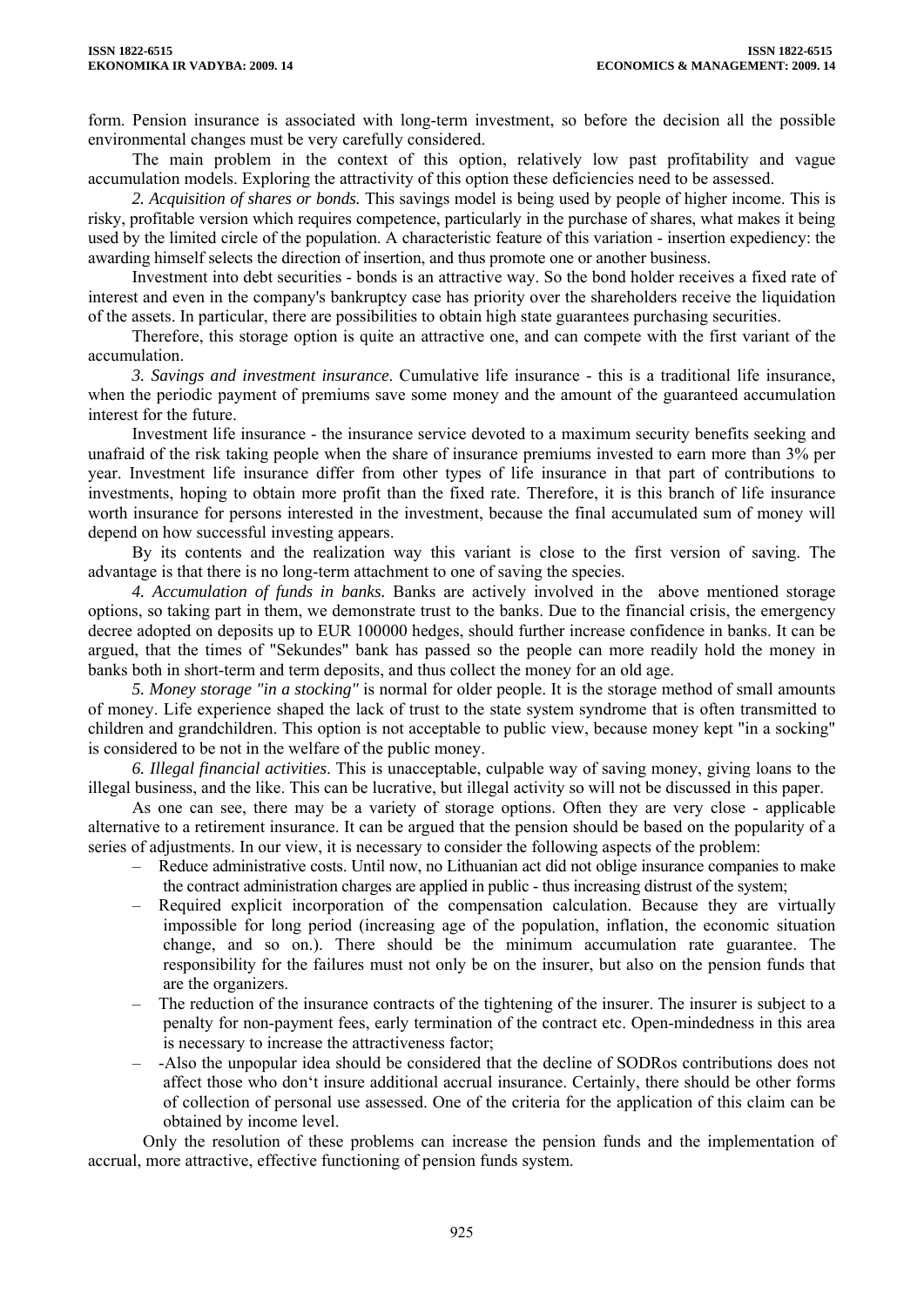form. Pension insurance is associated with long-term investment, so before the decision all the possible environmental changes must be very carefully considered.

The main problem in the context of this option, relatively low past profitability and vague accumulation models. Exploring the attractivity of this option these deficiencies need to be assessed.

*2. Acquisition of shares or bonds.* This savings model is being used by people of higher income. This is risky, profitable version which requires competence, particularly in the purchase of shares, what makes it being used by the limited circle of the population. A characteristic feature of this variation - insertion expediency: the awarding himself selects the direction of insertion, and thus promote one or another business.

Investment into debt securities - bonds is an attractive way. So the bond holder receives a fixed rate of interest and even in the company's bankruptcy case has priority over the shareholders receive the liquidation of the assets. In particular, there are possibilities to obtain high state guarantees purchasing securities.

Therefore, this storage option is quite an attractive one, and can compete with the first variant of the accumulation.

*3. Savings and investment insurance*. Cumulative life insurance - this is a traditional life insurance, when the periodic payment of premiums save some money and the amount of the guaranteed accumulation interest for the future.

Investment life insurance - the insurance service devoted to a maximum security benefits seeking and unafraid of the risk taking people when the share of insurance premiums invested to earn more than 3% per year. Investment life insurance differ from other types of life insurance in that part of contributions to investments, hoping to obtain more profit than the fixed rate. Therefore, it is this branch of life insurance worth insurance for persons interested in the investment, because the final accumulated sum of money will depend on how successful investing appears.

By its contents and the realization way this variant is close to the first version of saving. The advantage is that there is no long-term attachment to one of saving the species.

*4. Accumulation of funds in banks.* Banks are actively involved in the above mentioned storage options, so taking part in them, we demonstrate trust to the banks. Due to the financial crisis, the emergency decree adopted on deposits up to EUR 100000 hedges, should further increase confidence in banks. It can be argued, that the times of "Sekundes" bank has passed so the people can more readily hold the money in banks both in short-term and term deposits, and thus collect the money for an old age.

*5. Money storage "in a stocking"* is normal for older people. It is the storage method of small amounts of money. Life experience shaped the lack of trust to the state system syndrome that is often transmitted to children and grandchildren. This option is not acceptable to public view, because money kept "in a socking" is considered to be not in the welfare of the public money.

*6. Illegal financial activities*. This is unacceptable, culpable way of saving money, giving loans to the illegal business, and the like. This can be lucrative, but illegal activity so will not be discussed in this paper.

As one can see, there may be a variety of storage options. Often they are very close - applicable alternative to a retirement insurance. It can be argued that the pension should be based on the popularity of a series of adjustments. In our view, it is necessary to consider the following aspects of the problem:

- Reduce administrative costs. Until now, no Lithuanian act did not oblige insurance companies to make the contract administration charges are applied in public - thus increasing distrust of the system;
- Required explicit incorporation of the compensation calculation. Because they are virtually impossible for long period (increasing age of the population, inflation, the economic situation change, and so on.). There should be the minimum accumulation rate guarantee. The responsibility for the failures must not only be on the insurer, but also on the pension funds that are the organizers.
- The reduction of the insurance contracts of the tightening of the insurer. The insurer is subject to a penalty for non-payment fees, early termination of the contract etc. Open-mindedness in this area is necessary to increase the attractiveness factor;
- -Also the unpopular idea should be considered that the decline of SODRos contributions does not affect those who don‘t insure additional accrual insurance. Certainly, there should be other forms of collection of personal use assessed. One of the criteria for the application of this claim can be obtained by income level.

Only the resolution of these problems can increase the pension funds and the implementation of accrual, more attractive, effective functioning of pension funds system.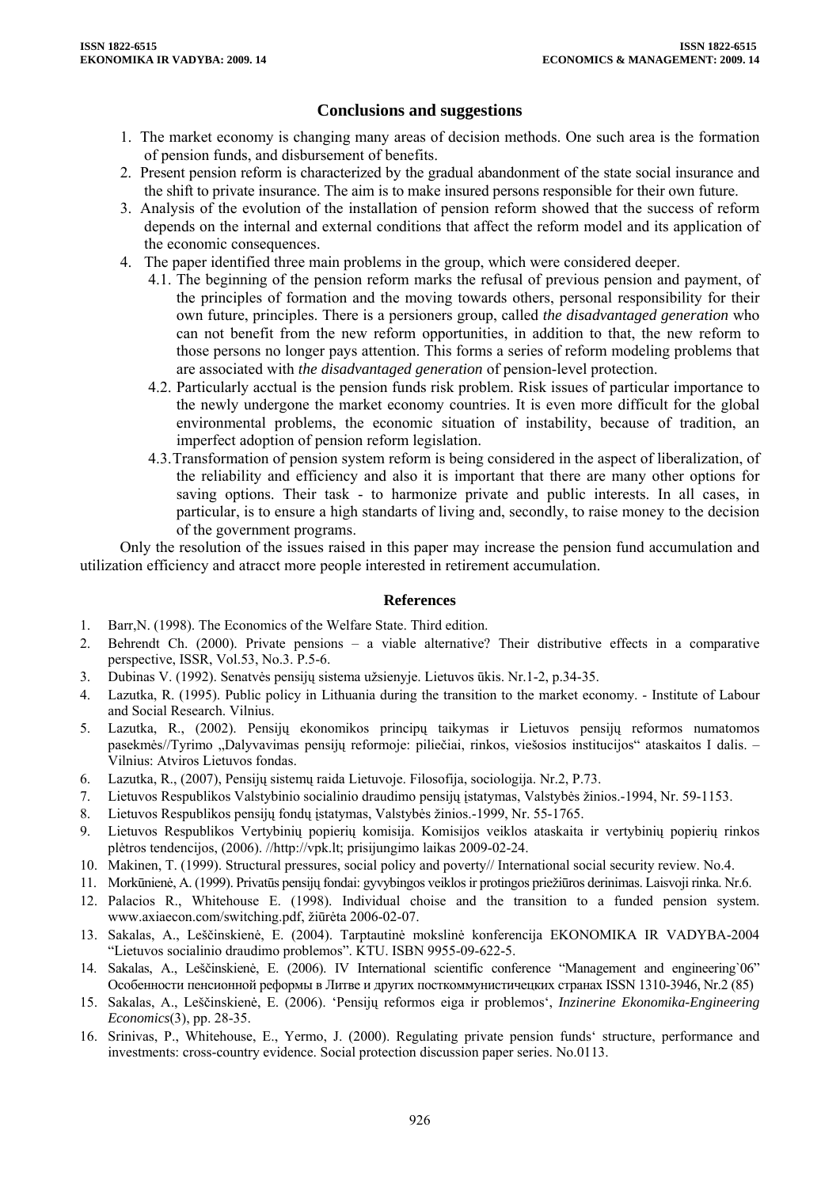## Conclusions and suggestions

1. The market economy is changing many areas of decision methods. One such area is the formation of pension funds, and disbursement of benefits.
2. Present pension reform is characterized by the gradual abandonment of the state social insurance and the shift to private insurance. The aim is to make insured persons responsible for their own future.
3. Analysis of the evolution of the installation of pension reform showed that the success of reform depends on the internal and external conditions that affect the reform model and its application of the economic consequences.
4. The paper identified three main problems in the group, which were considered deeper.
   4.1. The beginning of the pension reform marks the refusal of previous pension and payment, of the principles of formation and the moving towards others, personal responsibility for their own future, principles. There is a persioners group, called *the disadvantaged generation* who can not benefit from the new reform opportunities, in addition to that, the new reform to those persons no longer pays attention. This forms a series of reform modeling problems that are associated with *the disadvantaged generation* of pension-level protection.
   4.2. Particularly acctual is the pension funds risk problem. Risk issues of particular importance to the newly undergone the market economy countries. It is even more difficult for the global environmental problems, the economic situation of instability, because of tradition, an imperfect adoption of pension reform legislation.
   4.3. Transformation of pension system reform is being considered in the aspect of liberalization, of the reliability and efficiency and also it is important that there are many other options for saving options. Their task - to harmonize private and public interests. In all cases, in particular, is to ensure a high standarts of living and, secondly, to raise money to the decision of the government programs.

Only the resolution of the issues raised in this paper may increase the pension fund accumulation and utilization efficiency and atracct more people interested in retirement accumulation.

## References

1. Barr,N. (1998). The Economics of the Welfare State. Third edition.
2. Behrendt Ch. (2000). Private pensions – a viable alternative? Their distributive effects in a comparative perspective, ISSR, Vol.53, No.3. P.5-6.
3. Dubinas V. (1992). Senatvės pensijų sistema užsienyje. Lietuvos ūkis. Nr.1-2, p.34-35.
4. Lazutka, R. (1995). Public policy in Lithuania during the transition to the market economy. - Institute of Labour and Social Research. Vilnius.
5. Lazutka, R., (2002). Pensijų ekonomikos principų taikymas ir Lietuvos pensijų reformos numatomos pasekmės//Tyrimo „Dalyvavimas pensijų reformoje: piliečiai, rinkos, viešosios institucijos" ataskaitos I dalis. – Vilnius: Atviros Lietuvos fondas.
6. Lazutka, R., (2007), Pensijų sistemų raida Lietuvoje. Filosofija, sociologija. Nr.2, P.73.
7. Lietuvos Respublikos Valstybinio socialinio draudimo pensijų įstatymas, Valstybės žinios.-1994, Nr. 59-1153.
8. Lietuvos Respublikos pensijų fondų įstatymas, Valstybės žinios.-1999, Nr. 55-1765.
9. Lietuvos Respublikos Vertybinių popierių komisija. Komisijos veiklos ataskaita ir vertybinių popierių rinkos plėtros tendencijos, (2006). //http://vpk.lt; prisijungimo laikas 2009-02-24.
10. Makinen, T. (1999). Structural pressures, social policy and poverty// International social security review. No.4.
11. Morkūnienė, A. (1999). Privatūs pensijų fondai: gyvybingos veiklos ir protingos priežiūros derinimas. Laisvoji rinka. Nr.6.
12. Palacios R., Whitehouse E. (1998). Individual choise and the transition to a funded pension system. www.axiaecon.com/switching.pdf, žiūrėta 2006-02-07.
13. Sakalas, A., Leščinskienė, E. (2004). Tarptautinė mokslinė konferencija EKONOMIKA IR VADYBA-2004 "Lietuvos socialinio draudimo problemos". KTU. ISBN 9955-09-622-5.
14. Sakalas, A., Leščinskienė, E. (2006). IV International scientific conference "Management and engineering`06" Особенности пенсионной реформы в Литве и других посткоммунистичецких странах ISSN 1310-3946, Nr.2 (85)
15. Sakalas, A., Leščinskienė, E. (2006). 'Pensijų reformos eiga ir problemos', *Inzinerine Ekonomika-Engineering Economics*(3), pp. 28-35.
16. Srinivas, P., Whitehouse, E., Yermo, J. (2000). Regulating private pension funds' structure, performance and investments: cross-country evidence. Social protection discussion paper series. No.0113.